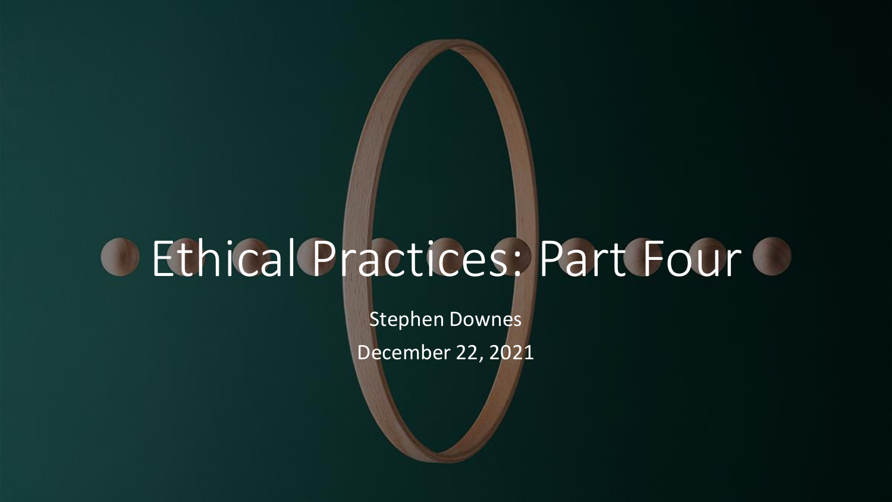# Ethical Practices: Part Four

Stephen Downes

December 22, 2021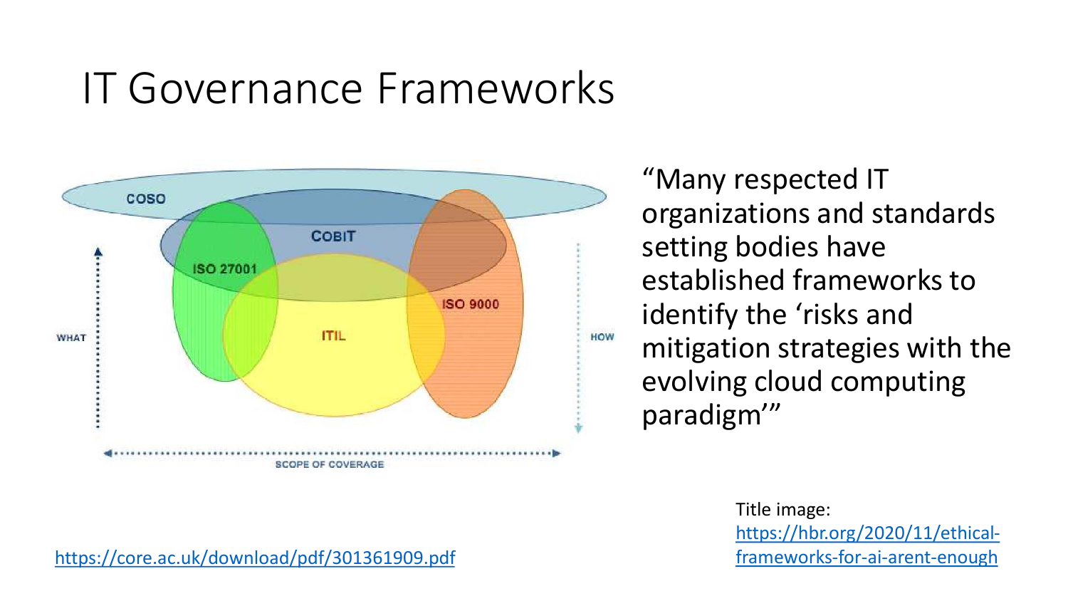# IT Governance Frameworks

COSO

COBIT

ISO 27001

ISO 9000

ITIL

WHAT

HOW

SCOPE OF COVERAGE

"Many respected IT organizations and standards setting bodies have established frameworks to identify the 'risks and mitigation strategies with the evolving cloud computing paradigm'"

https://core.ac.uk/download/pdf/301361909.pdf

Title image: https://hbr.org/2020/11/ethical-frameworks-for-ai-arent-enough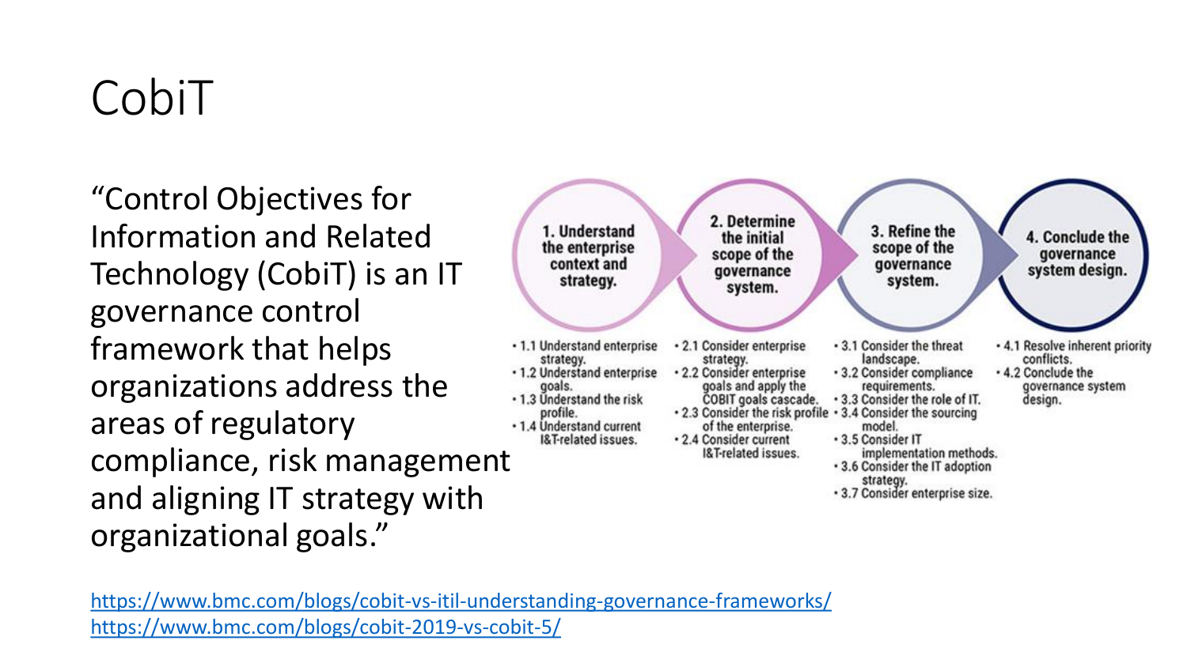# CobiT

"Control Objectives for Information and Related Technology (CobiT) is an IT governance control framework that helps organizations address the areas of regulatory compliance, risk management and aligning IT strategy with organizational goals."

**1. Understand the enterprise context and strategy.**

- 1.1 Understand enterprise strategy.
- 1.2 Understand enterprise goals.
- 1.3 Understand the risk profile.
- 1.4 Understand current I&T-related issues.

**2. Determine the initial scope of the governance system.**

- 2.1 Consider enterprise strategy.
- 2.2 Consider enterprise goals and apply the COBIT goals cascade.
- 2.3 Consider the risk profile of the enterprise.
- 2.4 Consider current I&T-related issues.

**3. Refine the scope of the governance system.**

- 3.1 Consider the threat landscape.
- 3.2 Consider compliance requirements.
- 3.3 Consider the role of IT.
- 3.4 Consider the sourcing model.
- 3.5 Consider IT implementation methods.
- 3.6 Consider the IT adoption strategy.
- 3.7 Consider enterprise size.

**4. Conclude the governance system design.**

- 4.1 Resolve inherent priority conflicts.
- 4.2 Conclude the governance system design.

https://www.bmc.com/blogs/cobit-vs-itil-understanding-governance-frameworks/
https://www.bmc.com/blogs/cobit-2019-vs-cobit-5/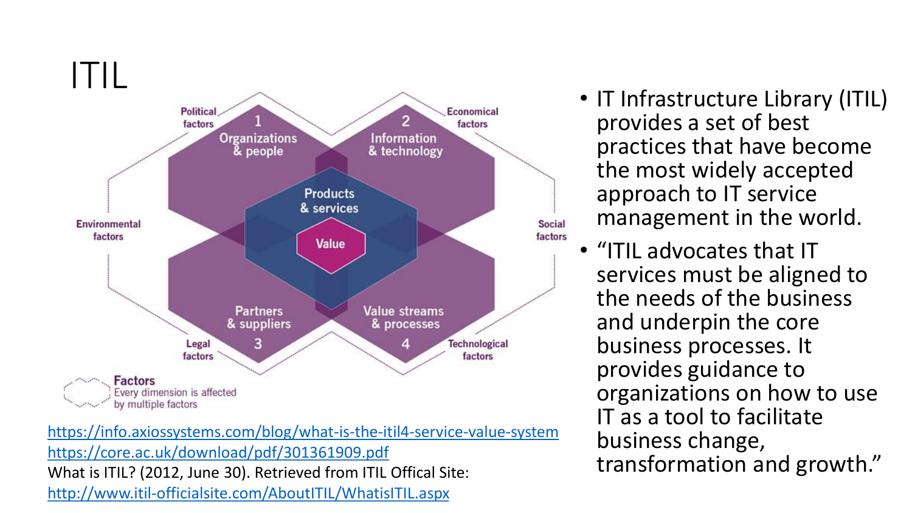# ITIL

Political factors

1 Organizations & people

2 Information & technology

Economical factors

Products & services

Environmental factors

Value

Social factors

Partners & suppliers 3

Value streams & processes 4

Legal factors

Technological factors

**Factors** Every dimension is affected by multiple factors

https://info.axiossystems.com/blog/what-is-the-itil4-service-value-system
https://core.ac.uk/download/pdf/301361909.pdf
What is ITIL? (2012, June 30). Retrieved from ITIL Offical Site: http://www.itil-officialsite.com/AboutITIL/WhatisITIL.aspx

- IT Infrastructure Library (ITIL) provides a set of best practices that have become the most widely accepted approach to IT service management in the world.
- "ITIL advocates that IT services must be aligned to the needs of the business and underpin the core business processes. It provides guidance to organizations on how to use IT as a tool to facilitate business change, transformation and growth."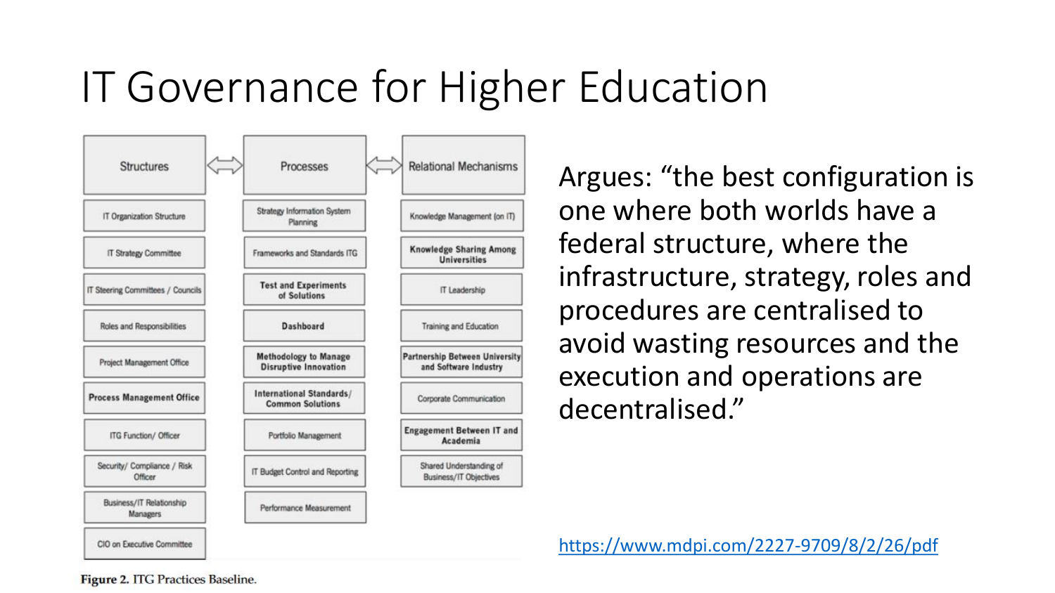# IT Governance for Higher Education

| Structures | Processes | Relational Mechanisms |
| --- | --- | --- |
| IT Organization Structure | Strategy Information System Planning | Knowledge Management (on IT) |
| IT Strategy Committee | Frameworks and Standards ITG | Knowledge Sharing Among Universities |
| IT Steering Committees / Councils | Test and Experiments of Solutions | IT Leadership |
| Roles and Responsibilities | Dashboard | Training and Education |
| Project Management Office | Methodology to Manage Disruptive Innovation | Partnership Between University and Software Industry |
| Process Management Office | International Standards/ Common Solutions | Corporate Communication |
| ITG Function/ Officer | Portfolio Management | Engagement Between IT and Academia |
| Security/ Compliance / Risk Officer | IT Budget Control and Reporting | Shared Understanding of Business/IT Objectives |
| Business/IT Relationship Managers | Performance Measurement | |
| CIO on Executive Committee | | |

**Figure 2.** ITG Practices Baseline.

Argues: "the best configuration is one where both worlds have a federal structure, where the infrastructure, strategy, roles and procedures are centralised to avoid wasting resources and the execution and operations are decentralised."

https://www.mdpi.com/2227-9709/8/2/26/pdf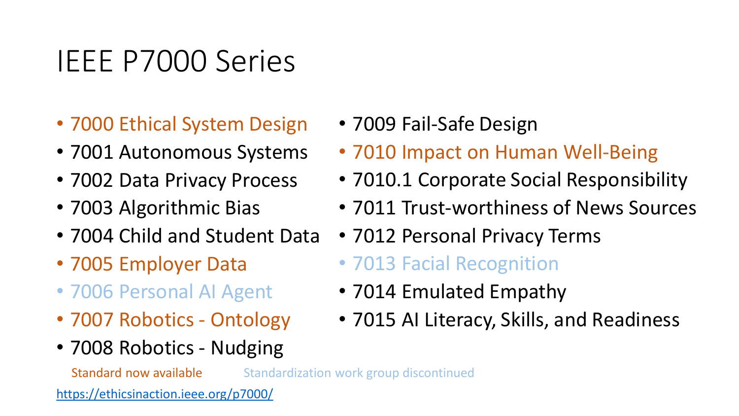# IEEE P7000 Series

- 7000 Ethical System Design
- 7001 Autonomous Systems
- 7002 Data Privacy Process
- 7003 Algorithmic Bias
- 7004 Child and Student Data
- 7005 Employer Data
- 7006 Personal AI Agent
- 7007 Robotics - Ontology
- 7008 Robotics - Nudging
- 7009 Fail-Safe Design
- 7010 Impact on Human Well-Being
- 7010.1 Corporate Social Responsibility
- 7011 Trust-worthiness of News Sources
- 7012 Personal Privacy Terms
- 7013 Facial Recognition
- 7014 Emulated Empathy
- 7015 AI Literacy, Skills, and Readiness

Standard now available (7000, 7005, 7007, 7010)

Standardization work group discontinued (7006, 7013)

https://ethicsinaction.ieee.org/p7000/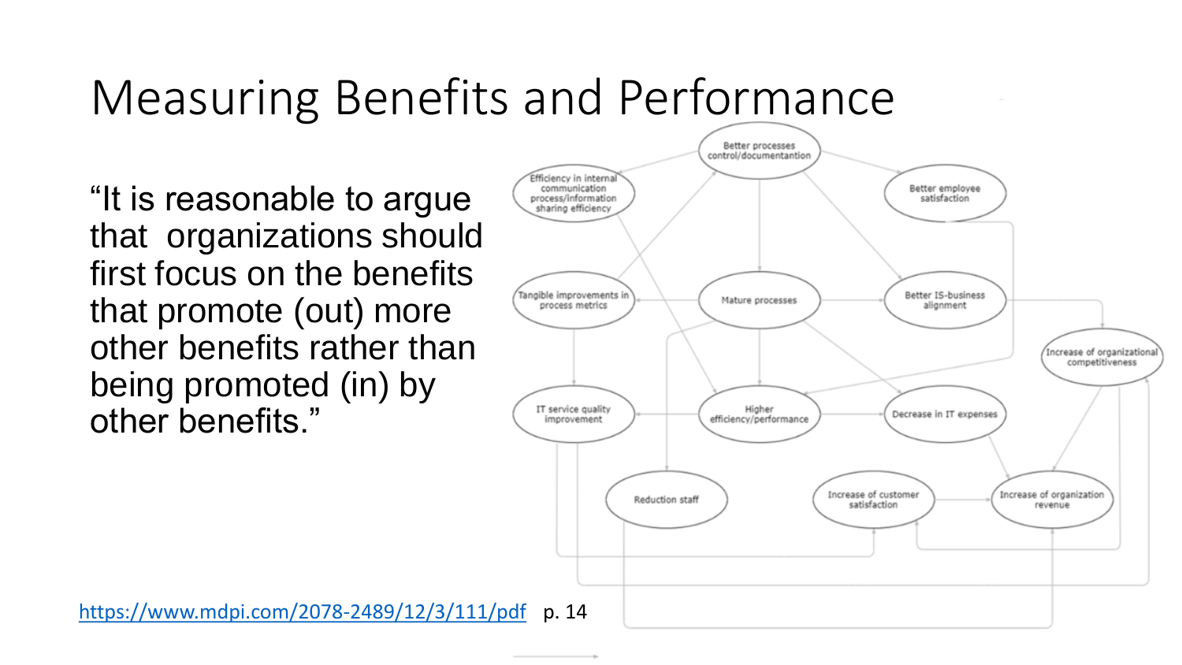# Measuring Benefits and Performance

"It is reasonable to argue that organizations should first focus on the benefits that promote (out) more other benefits rather than being promoted (in) by other benefits."

Better processes control/documentantion

Efficiency in internal communication process/information sharing efficiency

Better employee satisfaction

Tangible improvements in process metrics

Mature processes

Better IS-business alignment

Increase of organizational competitiveness

IT service quality improvement

Higher efficiency/performance

Decrease in IT expenses

Reduction staff

Increase of customer satisfaction

Increase of organization revenue

https://www.mdpi.com/2078-2489/12/3/111/pdf p. 14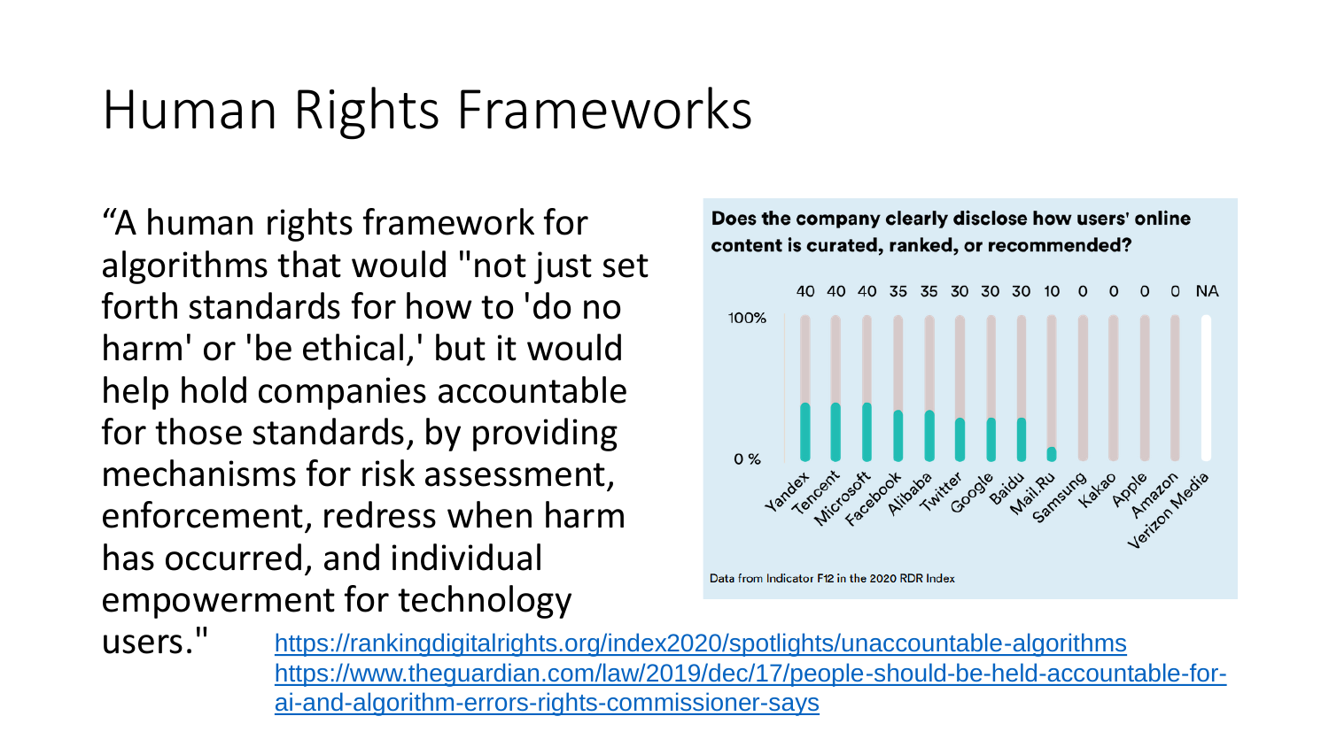# Human Rights Frameworks

"A human rights framework for algorithms that would "not just set forth standards for how to 'do no harm' or 'be ethical,' but it would help hold companies accountable for those standards, by providing mechanisms for risk assessment, enforcement, redress when harm has occurred, and individual empowerment for technology users."

**Does the company clearly disclose how users' online content is curated, ranked, or recommended?**

| Yandex | Tencent | Microsoft | Facebook | Alibaba | Twitter | Google | Baidu | Mail.Ru | Samsung | Kakao | Apple | Amazon | Verizon Media |
|---|---|---|---|---|---|---|---|---|---|---|---|---|---|
| 40 | 40 | 40 | 35 | 35 | 30 | 30 | 30 | 10 | 0 | 0 | 0 | 0 | NA |

Data from Indicator F12 in the 2020 RDR Index

https://rankingdigitalrights.org/index2020/spotlights/unaccountable-algorithms
https://www.theguardian.com/law/2019/dec/17/people-should-be-held-accountable-for-ai-and-algorithm-errors-rights-commissioner-says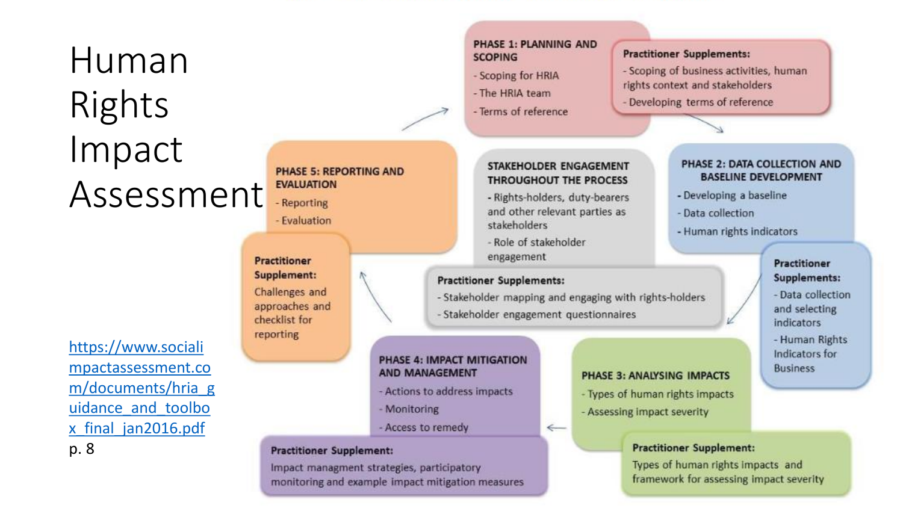# Human Rights Impact Assessment

https://www.socialimpactassessment.com/documents/hria_guidance_and_toolbox_final_jan2016.pdf p. 8

**PHASE 1: PLANNING AND SCOPING**
- Scoping for HRIA
- The HRIA team
- Terms of reference

**Practitioner Supplements:**
- Scoping of business activities, human rights context and stakeholders
- Developing terms of reference

**PHASE 2: DATA COLLECTION AND BASELINE DEVELOPMENT**
- Developing a baseline
- Data collection
- Human rights indicators

**Practitioner Supplements:**
- Data collection and selecting indicators
- Human Rights Indicators for Business

**PHASE 3: ANALYSING IMPACTS**
- Types of human rights impacts
- Assessing impact severity

**Practitioner Supplement:**
Types of human rights impacts and framework for assessing impact severity

**PHASE 4: IMPACT MITIGATION AND MANAGEMENT**
- Actions to address impacts
- Monitoring
- Access to remedy

**Practitioner Supplement:**
Impact managment strategies, participatory monitoring and example impact mitigation measures

**PHASE 5: REPORTING AND EVALUATION**
- Reporting
- Evaluation

**Practitioner Supplement:**
Challenges and approaches and checklist for reporting

**STAKEHOLDER ENGAGEMENT THROUGHOUT THE PROCESS**
- Rights-holders, duty-bearers and other relevant parties as stakeholders
- Role of stakeholder engagement

**Practitioner Supplements:**
- Stakeholder mapping and engaging with rights-holders
- Stakeholder engagement questionnaires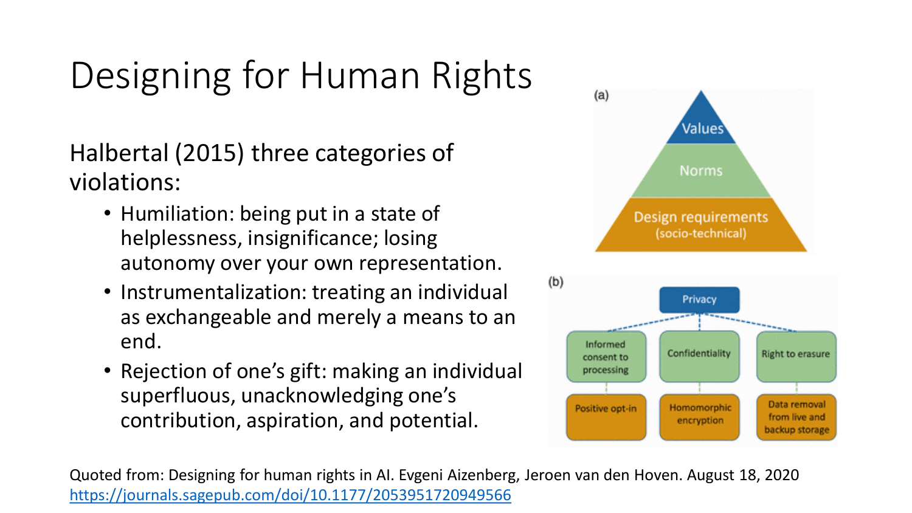# Designing for Human Rights

Halbertal (2015) three categories of violations:

- Humiliation: being put in a state of helplessness, insignificance; losing autonomy over your own representation.
- Instrumentalization: treating an individual as exchangeable and merely a means to an end.
- Rejection of one's gift: making an individual superfluous, unacknowledging one's contribution, aspiration, and potential.

(a)

Values

Norms

Design requirements (socio-technical)

(b)

Privacy

Informed consent to processing | Confidentiality | Right to erasure

Positive opt-in | Homomorphic encryption | Data removal from live and backup storage

Quoted from: Designing for human rights in AI. Evgeni Aizenberg, Jeroen van den Hoven. August 18, 2020 https://journals.sagepub.com/doi/10.1177/2053951720949566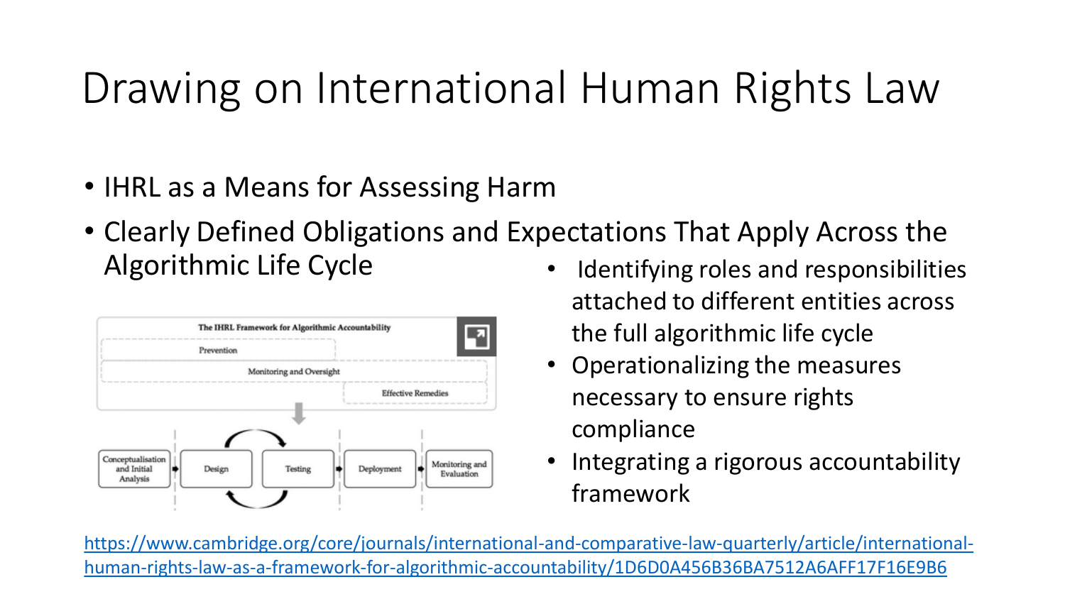# Drawing on International Human Rights Law

- IHRL as a Means for Assessing Harm
- Clearly Defined Obligations and Expectations That Apply Across the Algorithmic Life Cycle
  - Identifying roles and responsibilities attached to different entities across the full algorithmic life cycle
  - Operationalizing the measures necessary to ensure rights compliance
  - Integrating a rigorous accountability framework

The IHRL Framework for Algorithmic Accountability

Prevention

Monitoring and Oversight

Effective Remedies

Conceptualisation and Initial Analysis → Design → Testing → Deployment → Monitoring and Evaluation

https://www.cambridge.org/core/journals/international-and-comparative-law-quarterly/article/international-human-rights-law-as-a-framework-for-algorithmic-accountability/1D6D0A456B36BA7512A6AFF17F16E9B6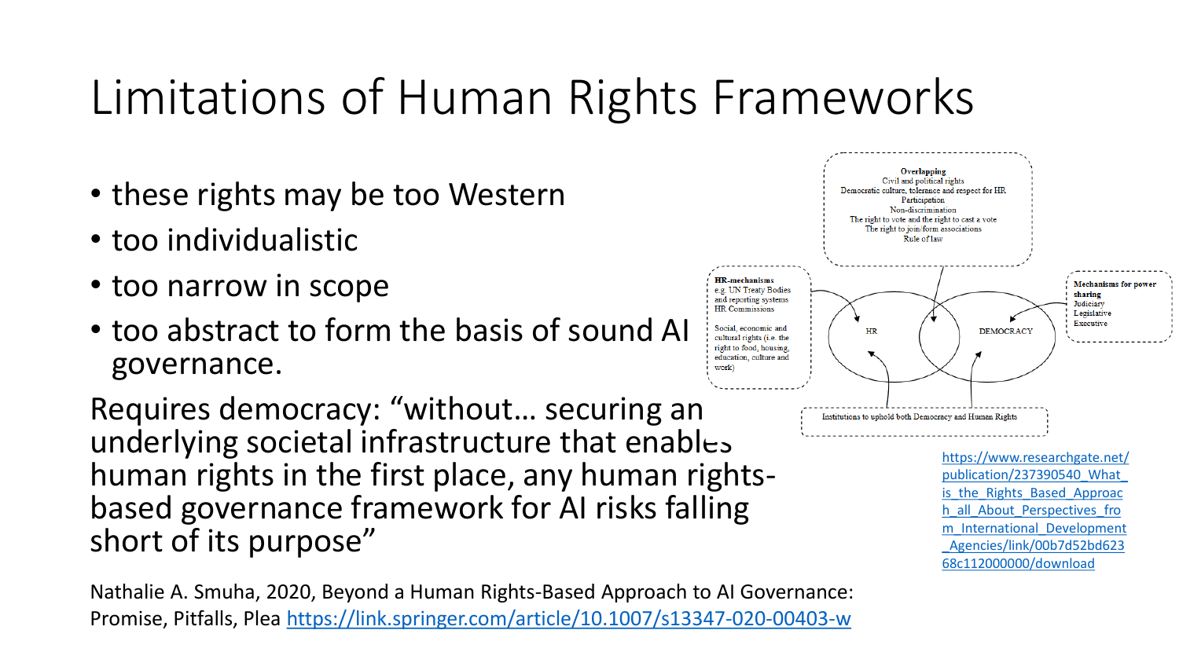# Limitations of Human Rights Frameworks

- these rights may be too Western
- too individualistic
- too narrow in scope
- too abstract to form the basis of sound AI governance.

Requires democracy: "without… securing an underlying societal infrastructure that enables human rights in the first place, any human rights-based governance framework for AI risks falling short of its purpose"

**Overlapping**
Civil and political rights
Democratic culture, tolerance and respect for HR
Participation
Non-discrimination
The right to vote and the right to cast a vote
The right to join/form associations
Rule of law

**HR-mechanisms**
e.g. UN Treaty Bodies and reporting systems
HR Commissions

Social, economic and cultural rights (i.e. the right to food, housing, education, culture and work)

HR

DEMOCRACY

**Mechanisms for power sharing**
Judiciary
Legislative
Executive

Institutions to uphold both Democracy and Human Rights

https://www.researchgate.net/publication/237390540_What_is_the_Rights_Based_Approach_all_About_Perspectives_from_International_Development_Agencies/link/00b7d52bd62368c112000000/download

Nathalie A. Smuha, 2020, Beyond a Human Rights-Based Approach to AI Governance: Promise, Pitfalls, Plea https://link.springer.com/article/10.1007/s13347-020-00403-w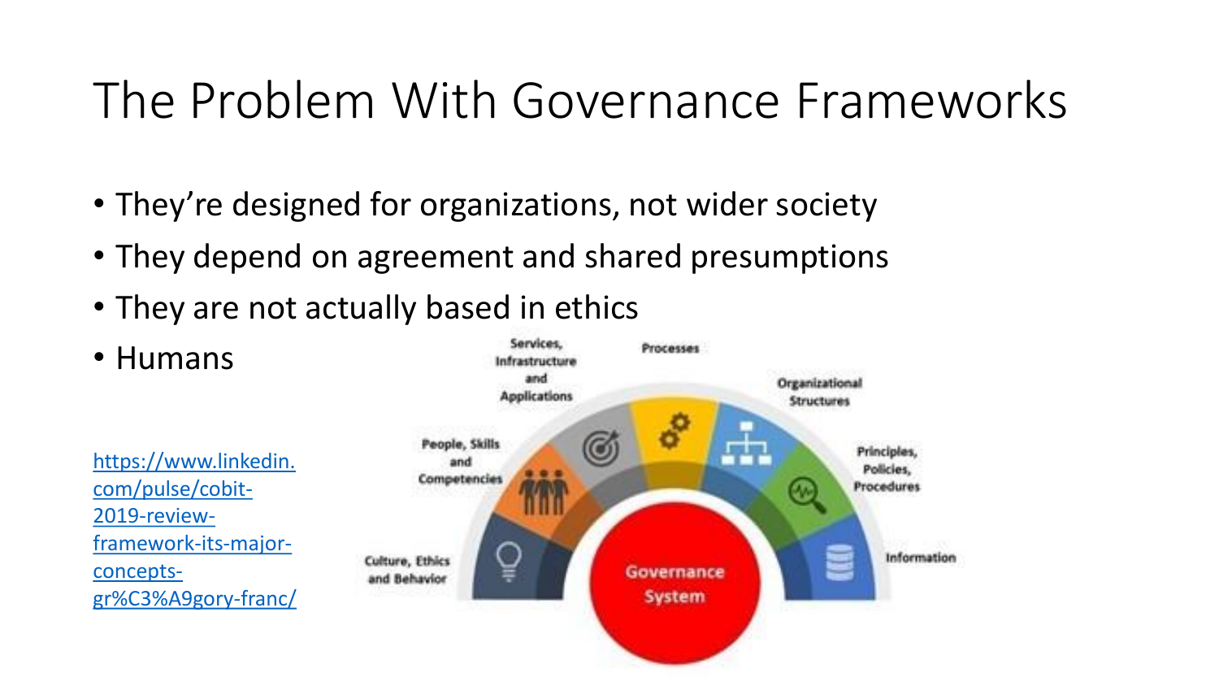# The Problem With Governance Frameworks

- They're designed for organizations, not wider society
- They depend on agreement and shared presumptions
- They are not actually based in ethics
- Humans

https://www.linkedin.com/pulse/cobit-2019-review-framework-its-major-concepts-gr%C3%A9gory-franc/

Services, Infrastructure and Applications

Processes

Organizational Structures

People, Skills and Competencies

Principles, Policies, Procedures

Culture, Ethics and Behavior

Information

Governance System